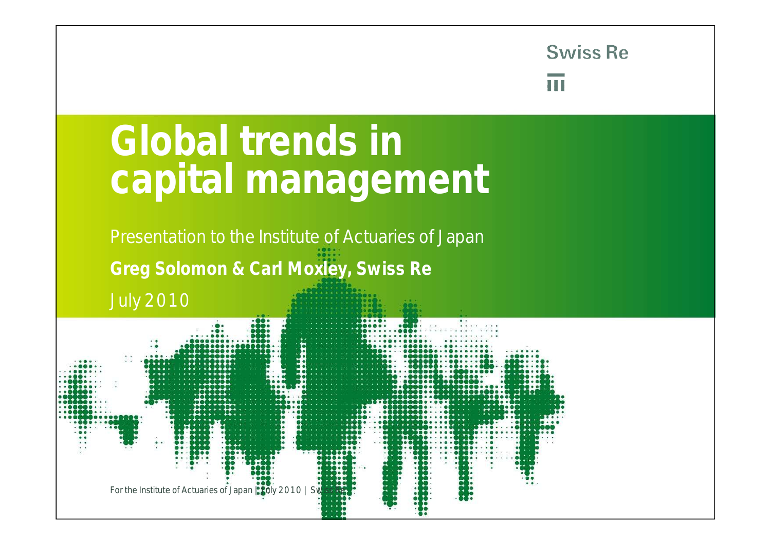# Global trends in capital management

Presentation to the Institute of Actuaries of Japan

**Greg Solomon & Carl Moxley, Swiss Re**

July 2010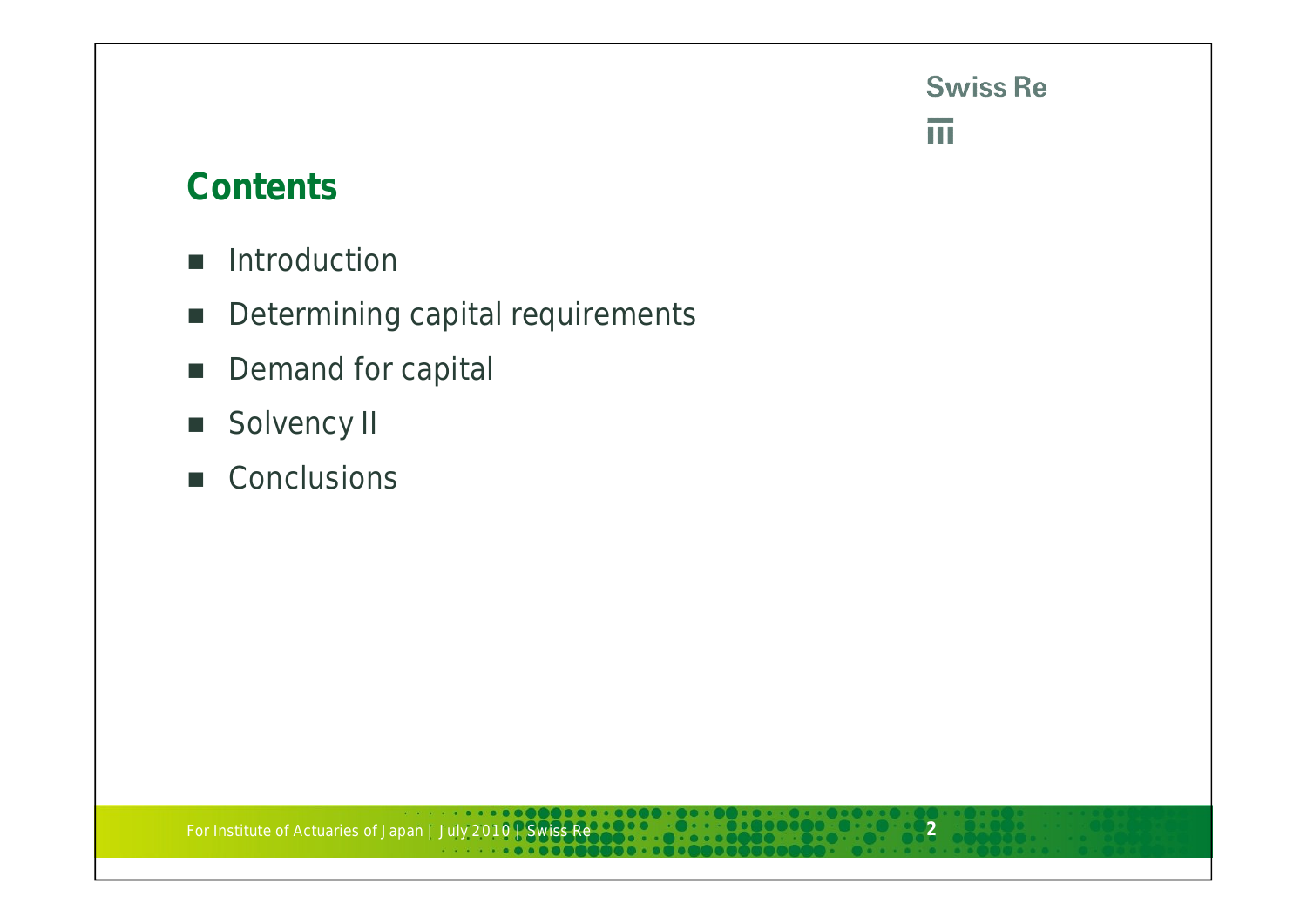## Contents

- Introduction
- Determining capital requirements
- Demand for capital
- Solvency II
- Conclusions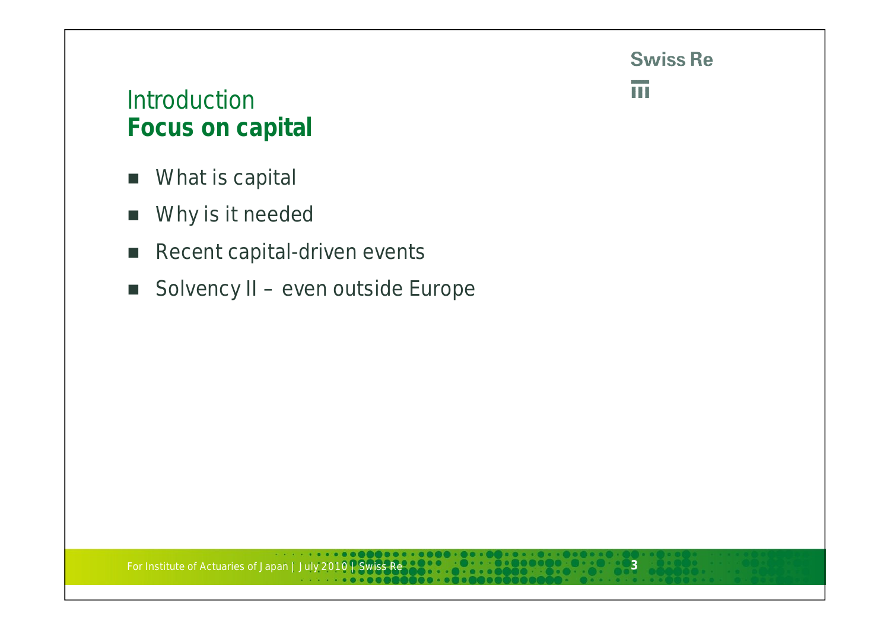## Introduction
## **Focus on capital**

- What is capital
- Why is it needed
- Recent capital-driven events
- Solvency II – even outside Europe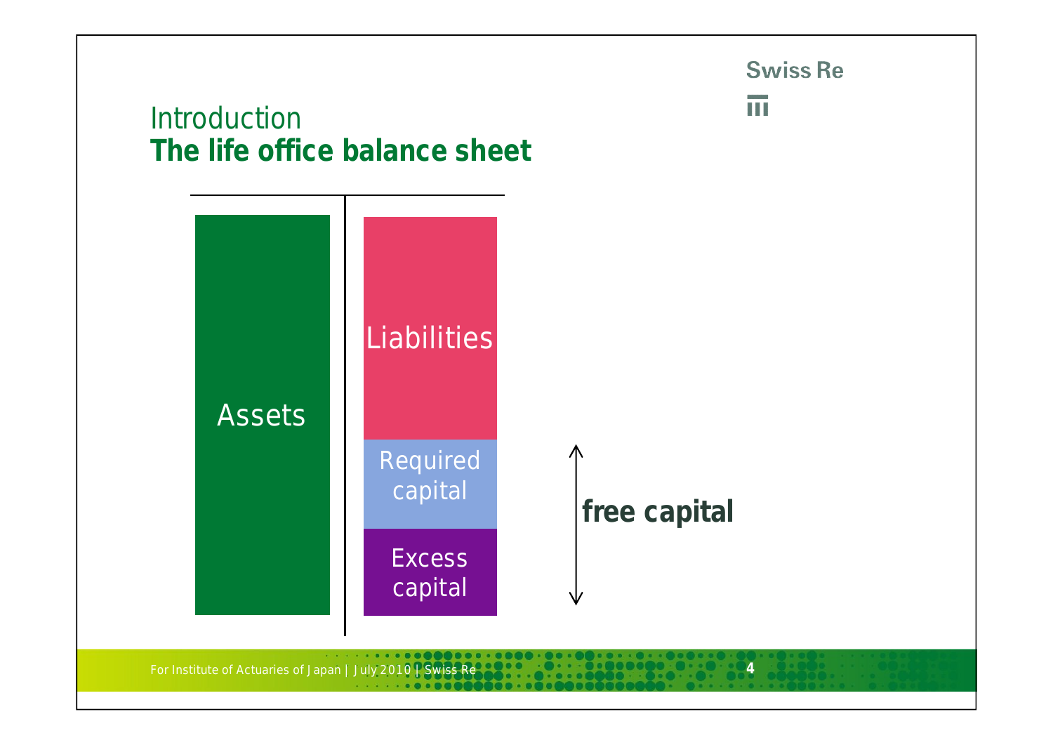## Introduction
# The life office balance sheet

Assets

Liabilities

Required capital

Excess capital

**free capital**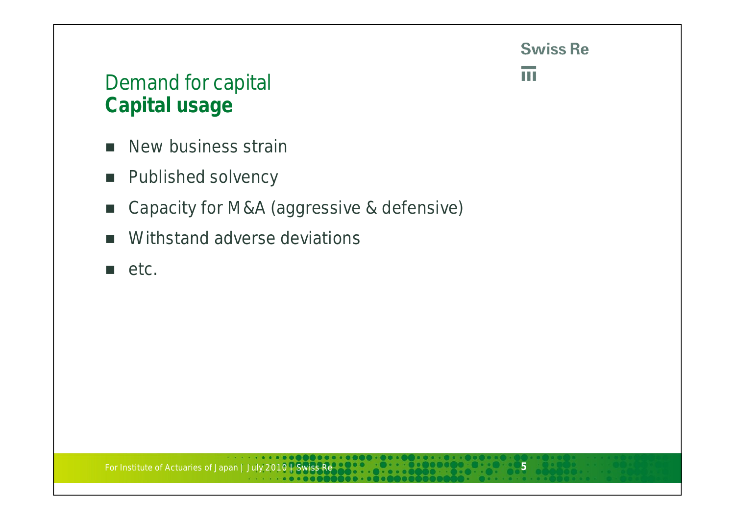## Demand for capital
### **Capital usage**

- New business strain
- Published solvency
- Capacity for M&A (aggressive & defensive)
- Withstand adverse deviations
- etc.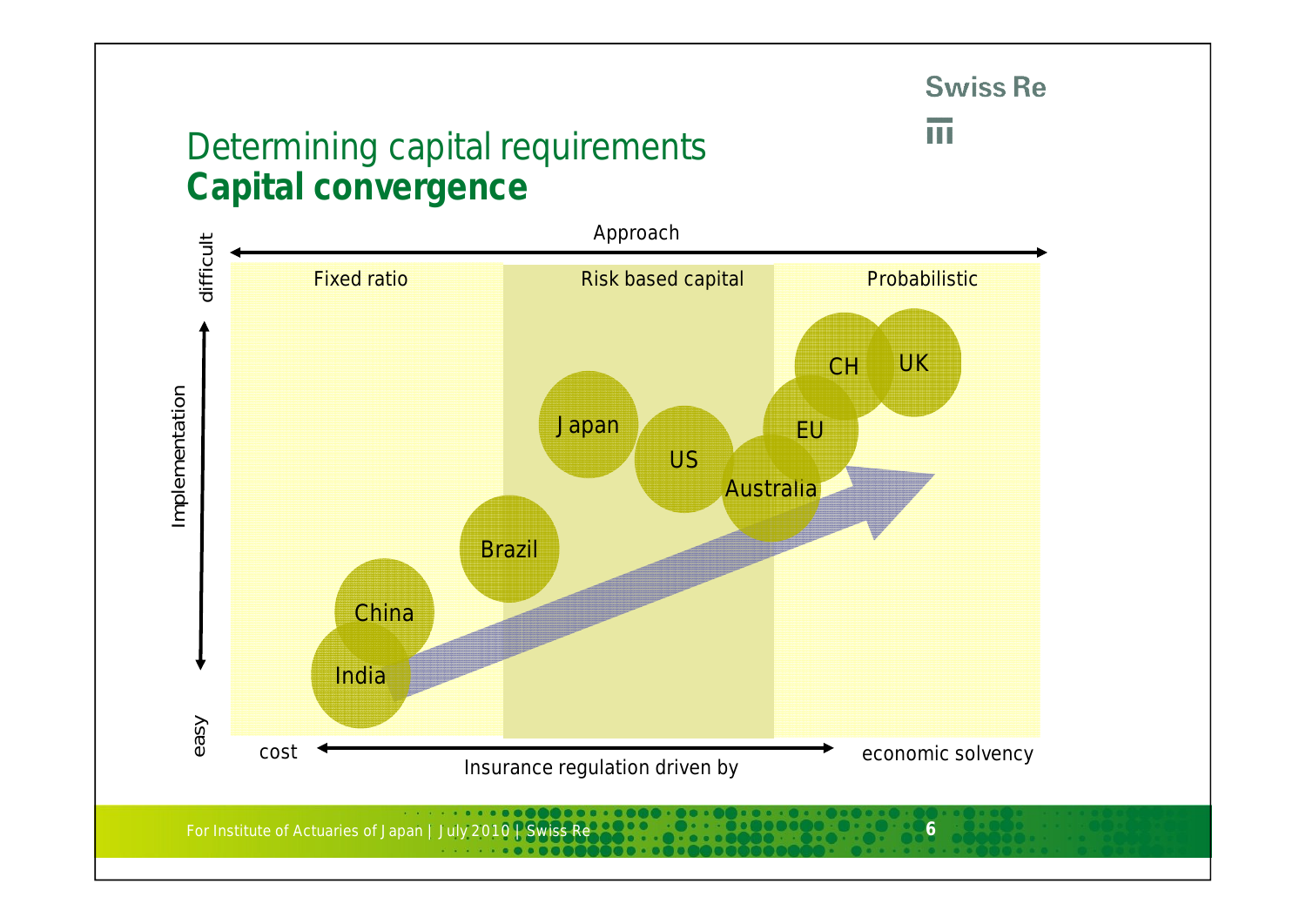# Determining capital requirements
## **Capital convergence**

Approach

| Fixed ratio | Risk based capital | Probabilistic |
|---|---|---|
| India, China | Brazil, Japan, US | Australia, EU, CH, UK |

Implementation: easy ↔ difficult

Insurance regulation driven by: cost ↔ economic solvency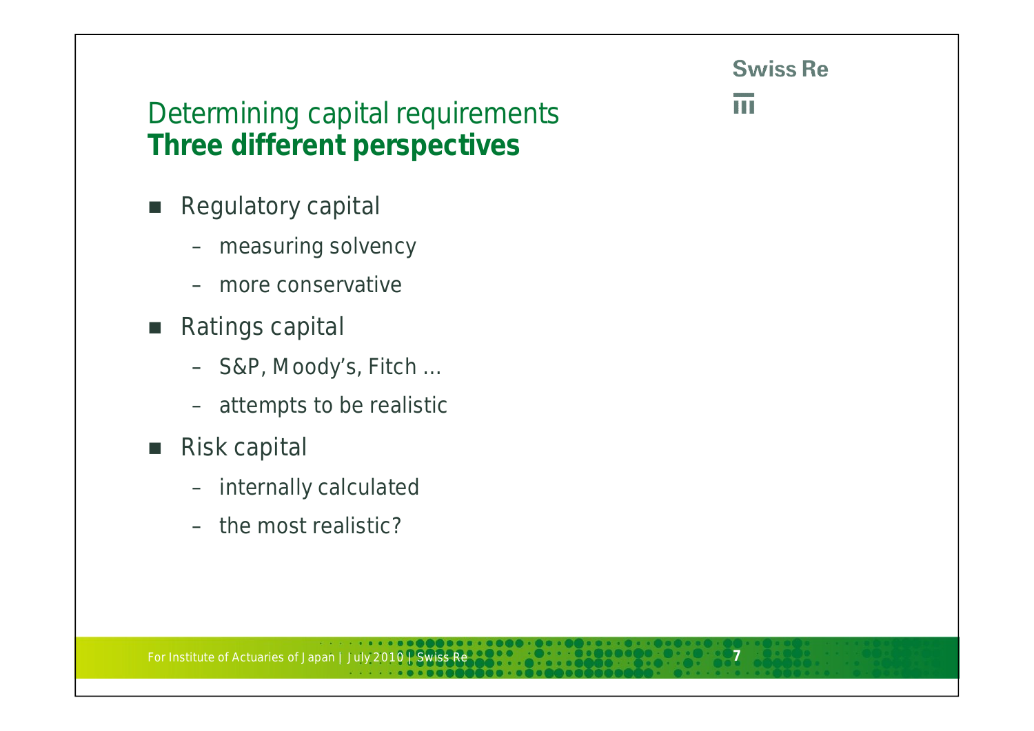## Determining capital requirements
**Three different perspectives**

- Regulatory capital
  - measuring solvency
  - more conservative
- Ratings capital
  - S&P, Moody's, Fitch …
  - attempts to be realistic
- Risk capital
  - internally calculated
  - the most realistic?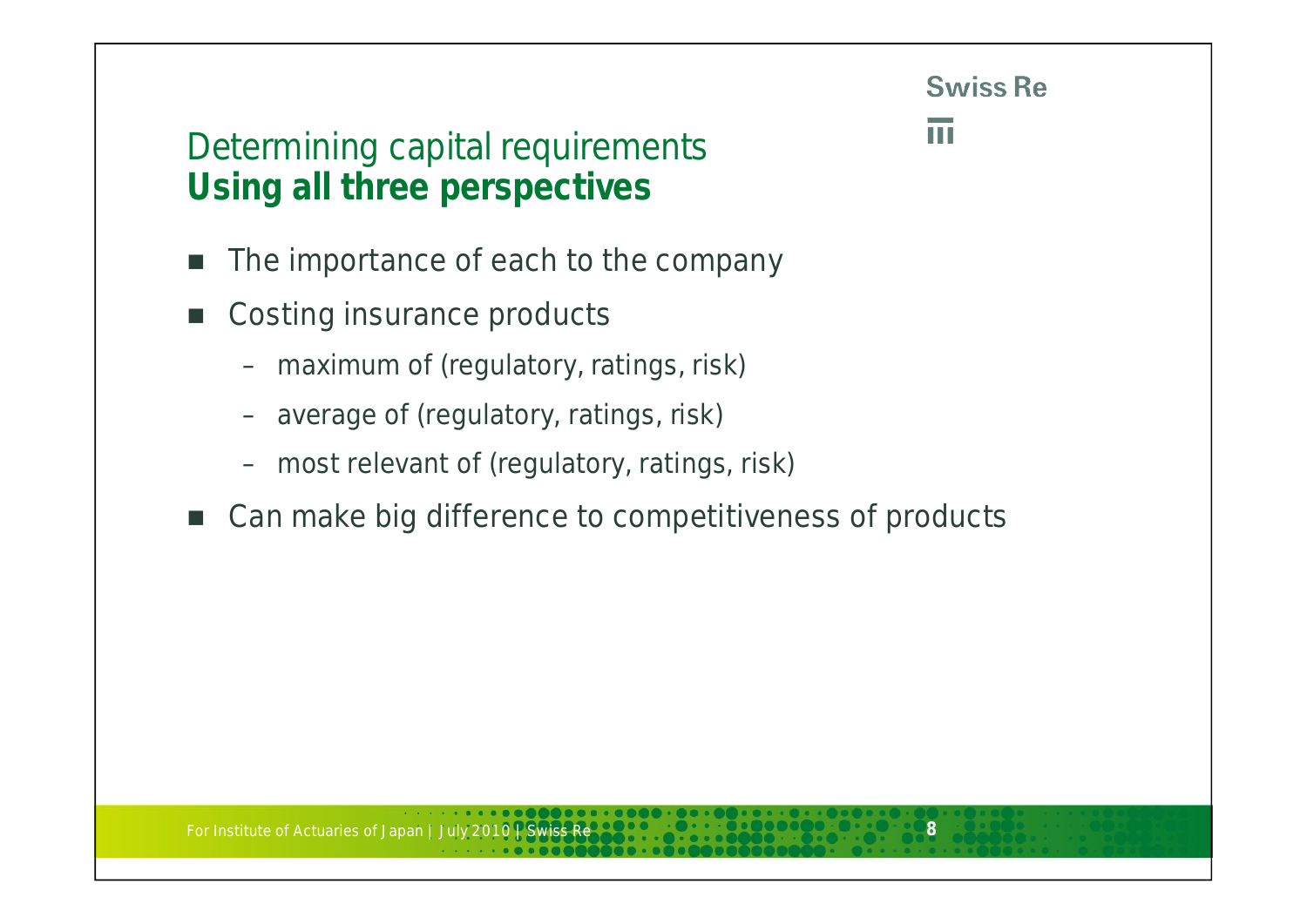# Determining capital requirements
## **Using all three perspectives**

- The importance of each to the company
- Costing insurance products
  - maximum of (regulatory, ratings, risk)
  - average of (regulatory, ratings, risk)
  - most relevant of (regulatory, ratings, risk)
- Can make big difference to competitiveness of products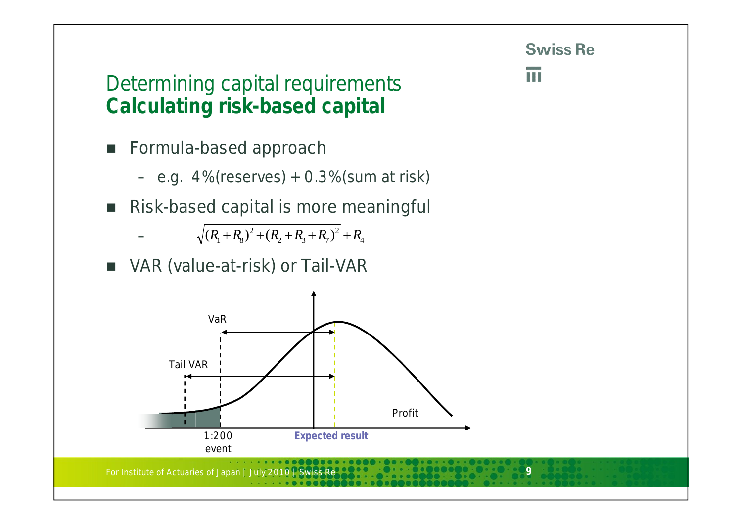# Determining capital requirements
## **Calculating risk-based capital**

- Formula-based approach
  - e.g. 4%(reserves) + 0.3%(sum at risk)
- Risk-based capital is more meaningful
  - $\sqrt{(R_1 + R_8)^2 + (R_2 + R_3 + R_7)^2} + R_4$
- VAR (value-at-risk) or Tail-VAR

VaR

Tail VAR

Profit

1:200 event

**Expected result**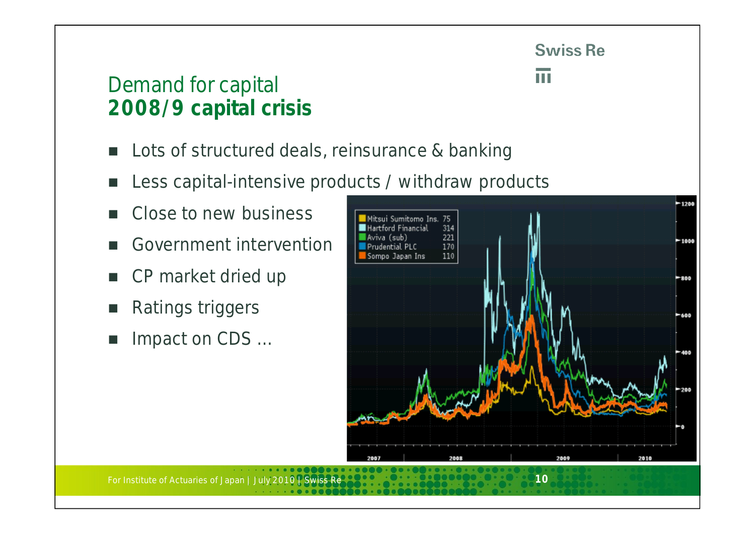## Demand for capital
## **2008/9 capital crisis**

- Lots of structured deals, reinsurance & banking
- Less capital-intensive products / withdraw products
- Close to new business
- Government intervention
- CP market dried up
- Ratings triggers
- Impact on CDS …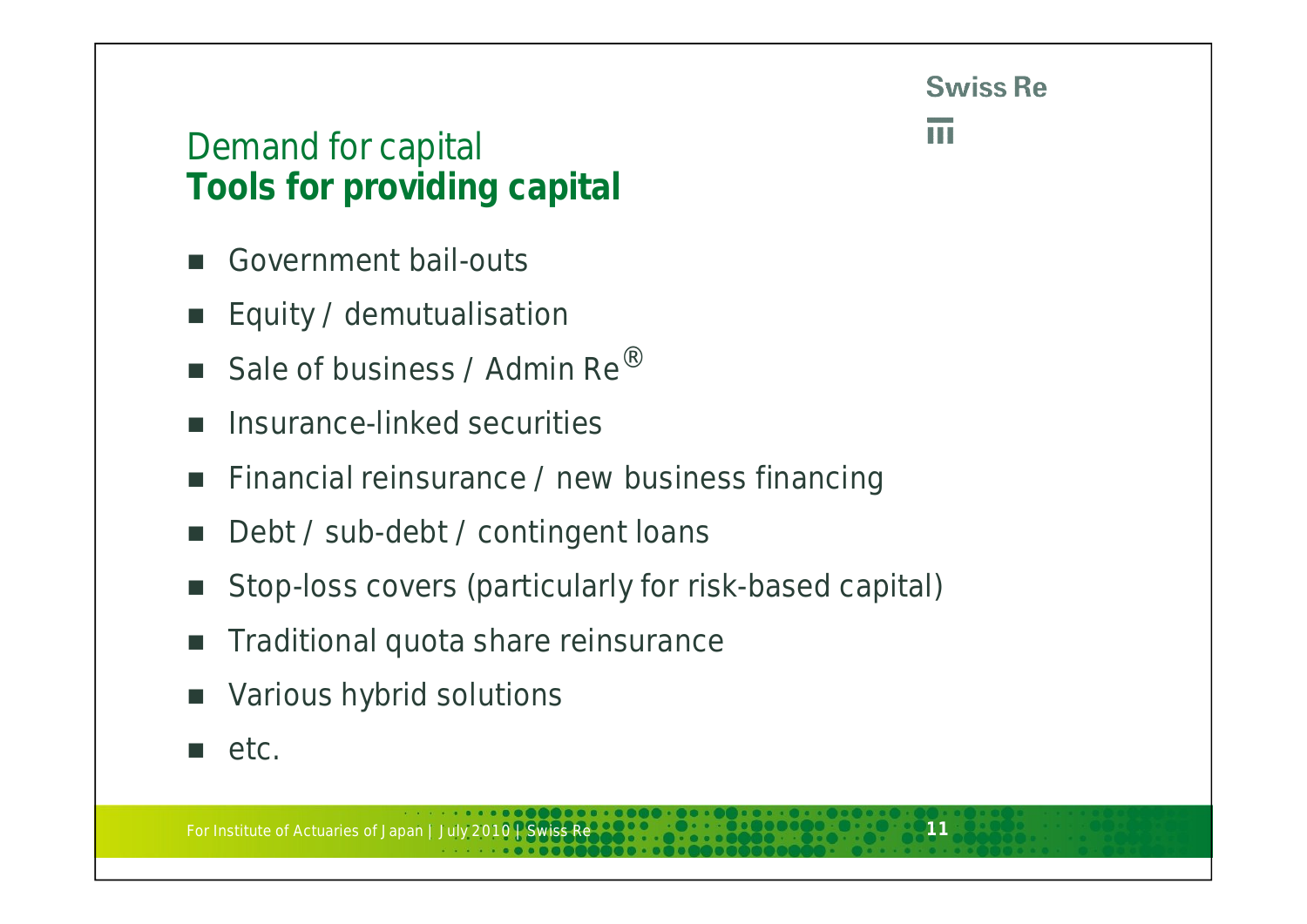## Demand for capital
### **Tools for providing capital**

- Government bail-outs
- Equity / demutualisation
- Sale of business / Admin Re®
- Insurance-linked securities
- Financial reinsurance / new business financing
- Debt / sub-debt / contingent loans
- Stop-loss covers (particularly for risk-based capital)
- Traditional quota share reinsurance
- Various hybrid solutions
- etc.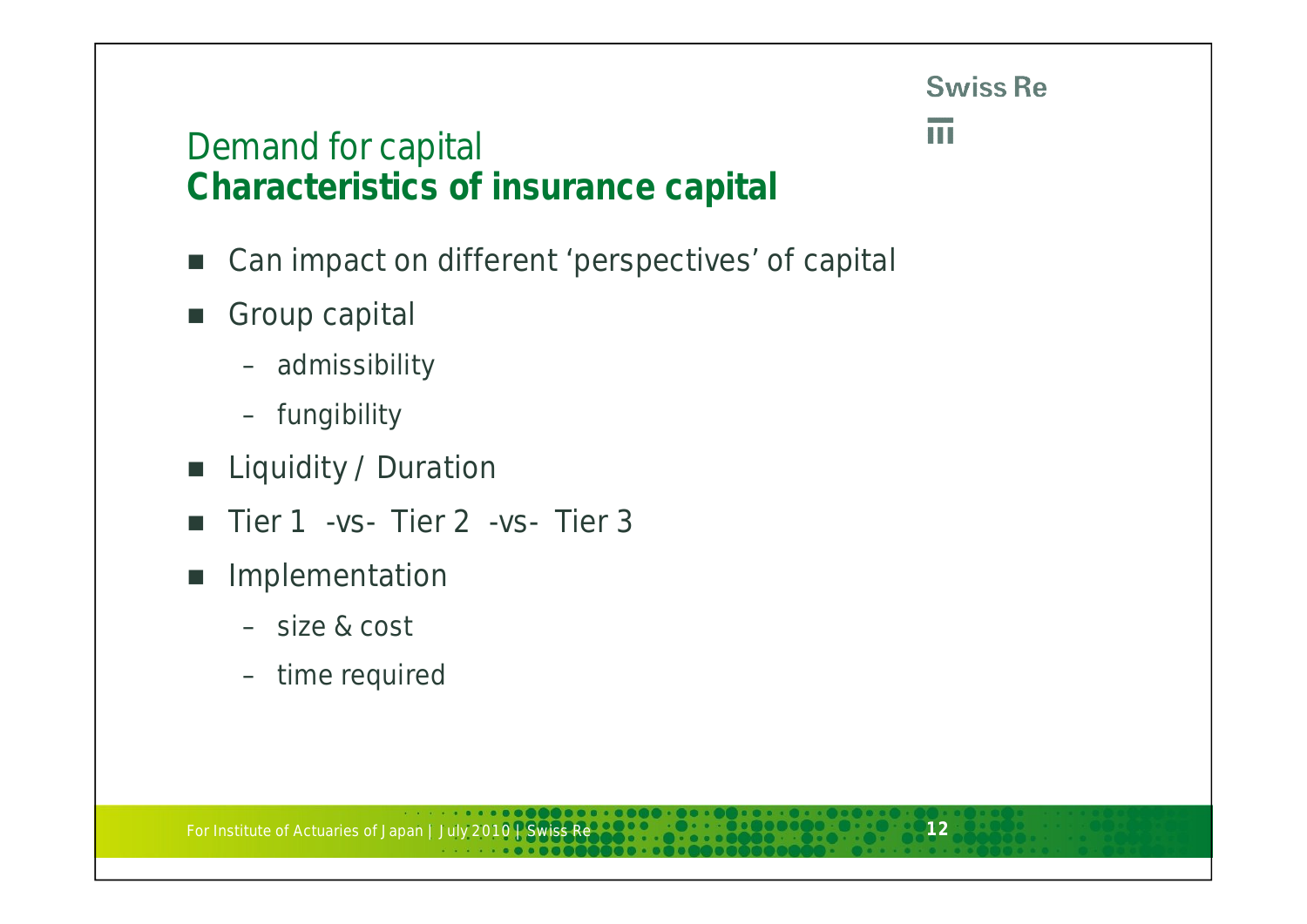# Demand for capital
## **Characteristics of insurance capital**

- Can impact on different 'perspectives' of capital
- Group capital
  - admissibility
  - fungibility
- Liquidity / Duration
- Tier 1 -vs- Tier 2 -vs- Tier 3
- Implementation
  - size & cost
  - time required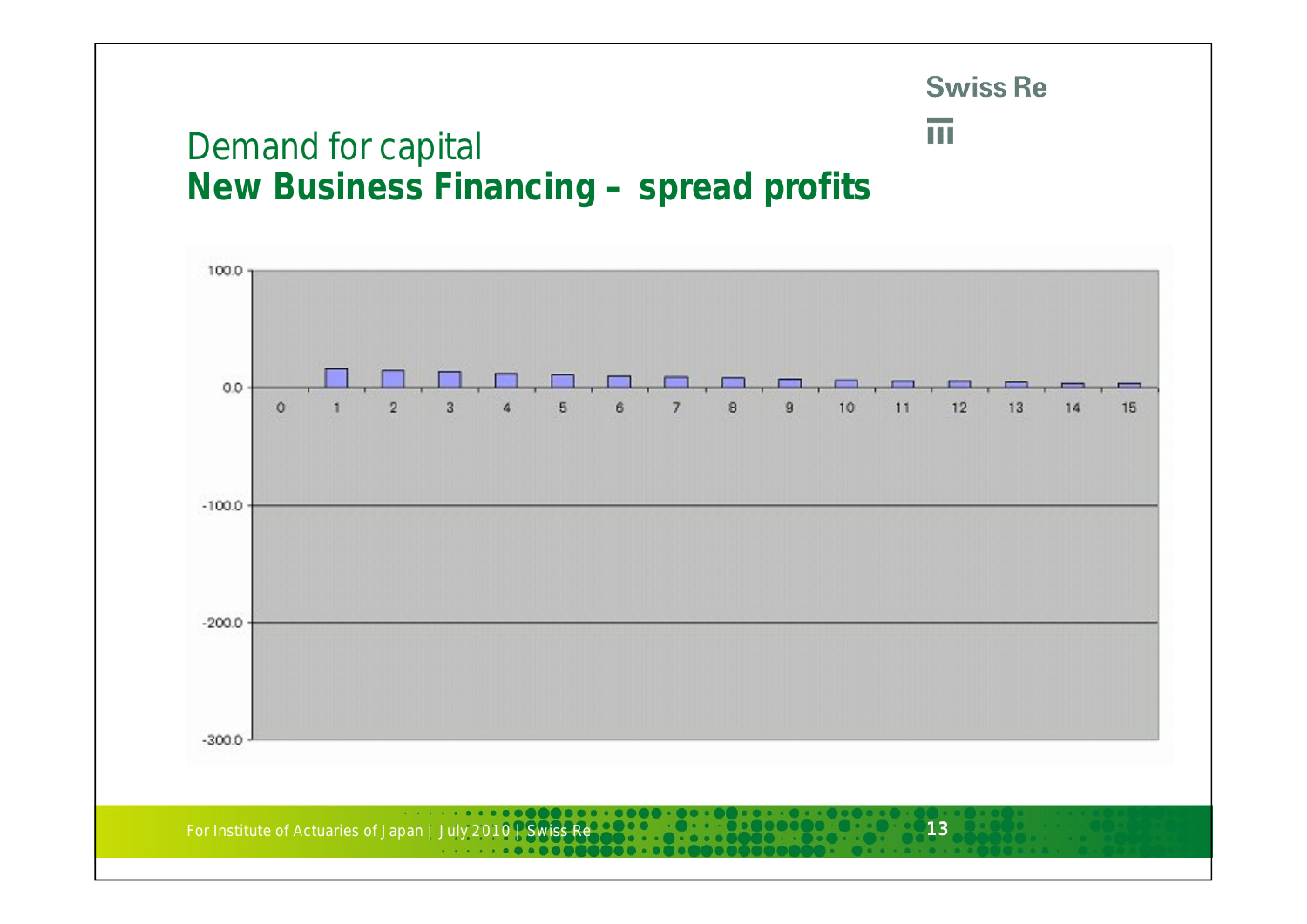# Demand for capital
## **New Business Financing – spread profits**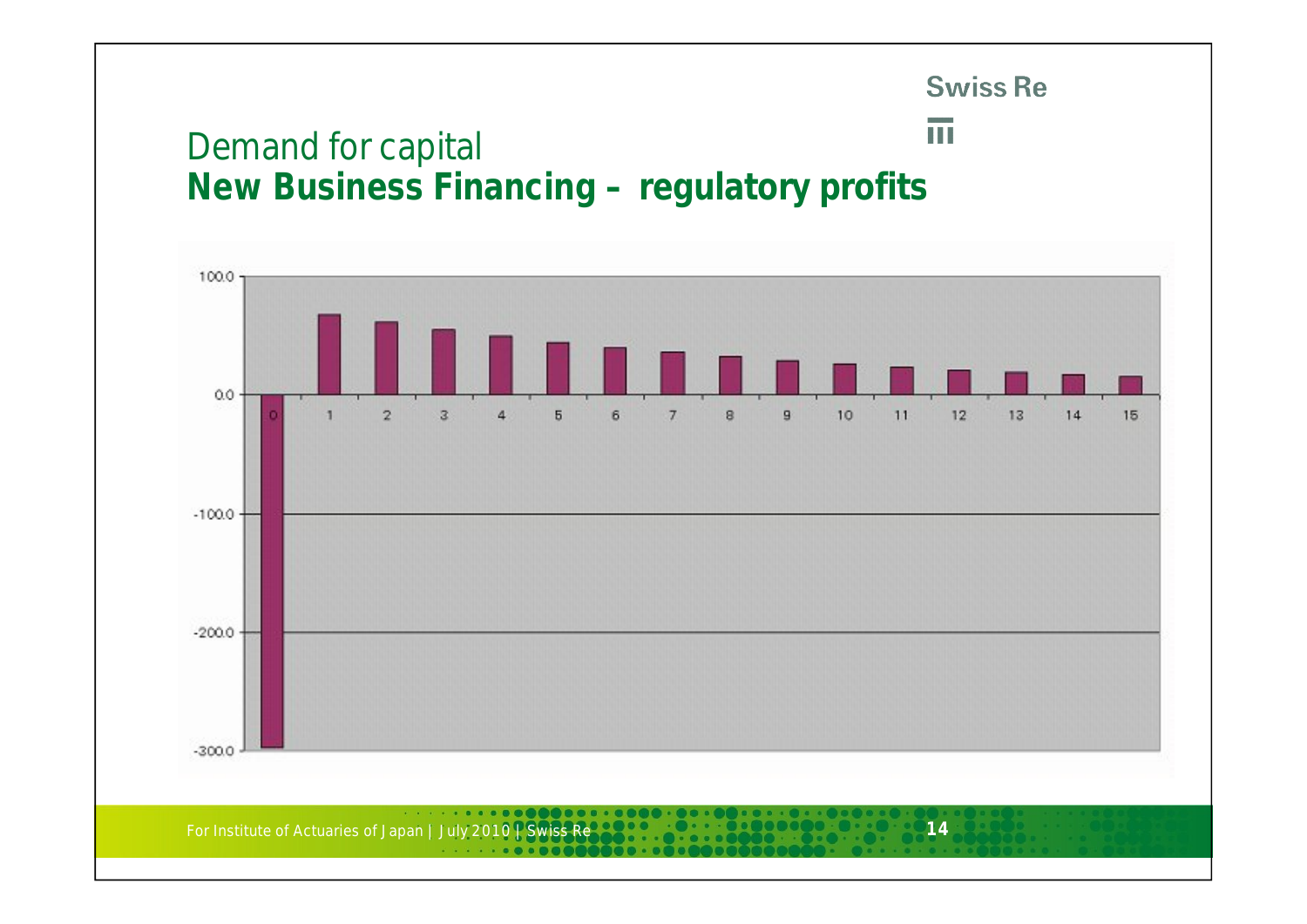# Demand for capital

## New Business Financing – regulatory profits

| Year | Value (approx.) |
|---|---|
| 0 | -300.0 |
| 1 | 67 |
| 2 | 61 |
| 3 | 55 |
| 4 | 49 |
| 5 | 44 |
| 6 | 40 |
| 7 | 36 |
| 8 | 32 |
| 9 | 29 |
| 10 | 26 |
| 11 | 23 |
| 12 | 21 |
| 13 | 19 |
| 14 | 17 |
| 15 | 15 |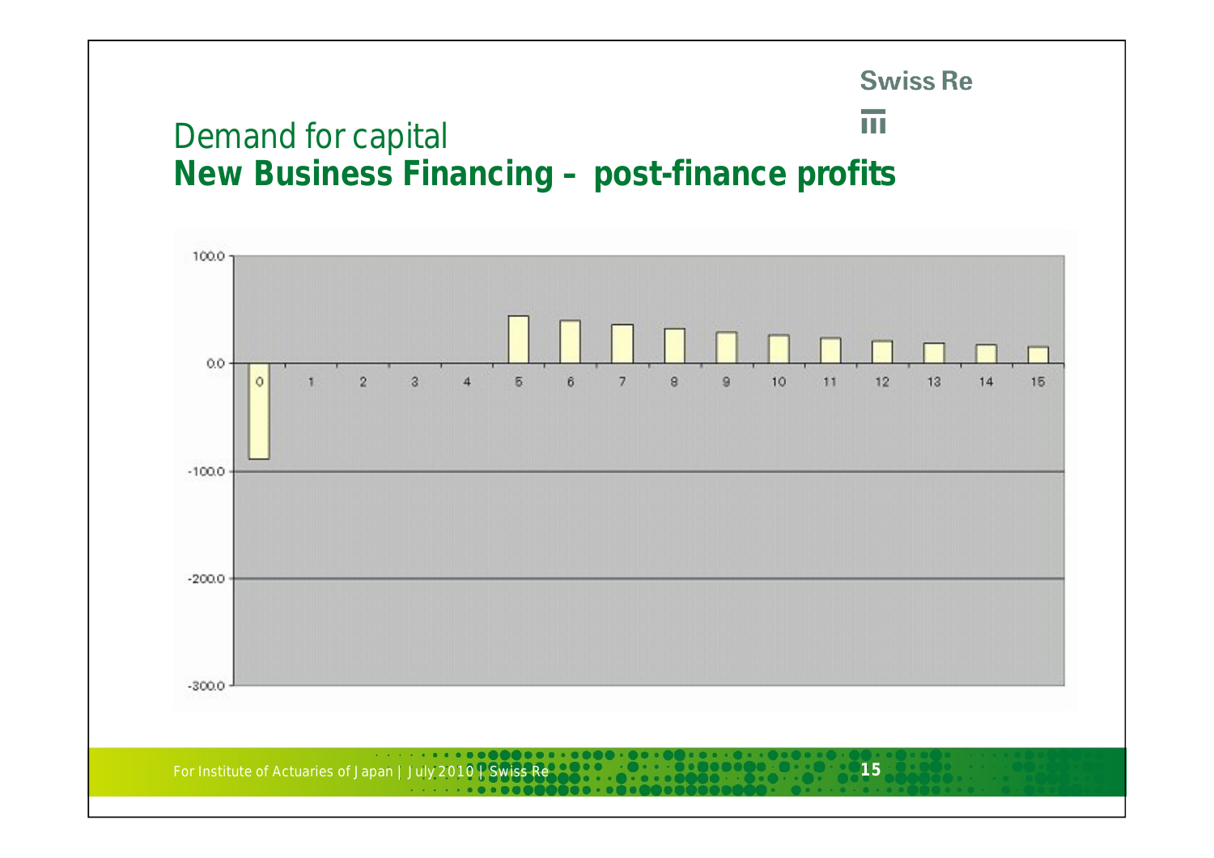# Demand for capital
## **New Business Financing – post-finance profits**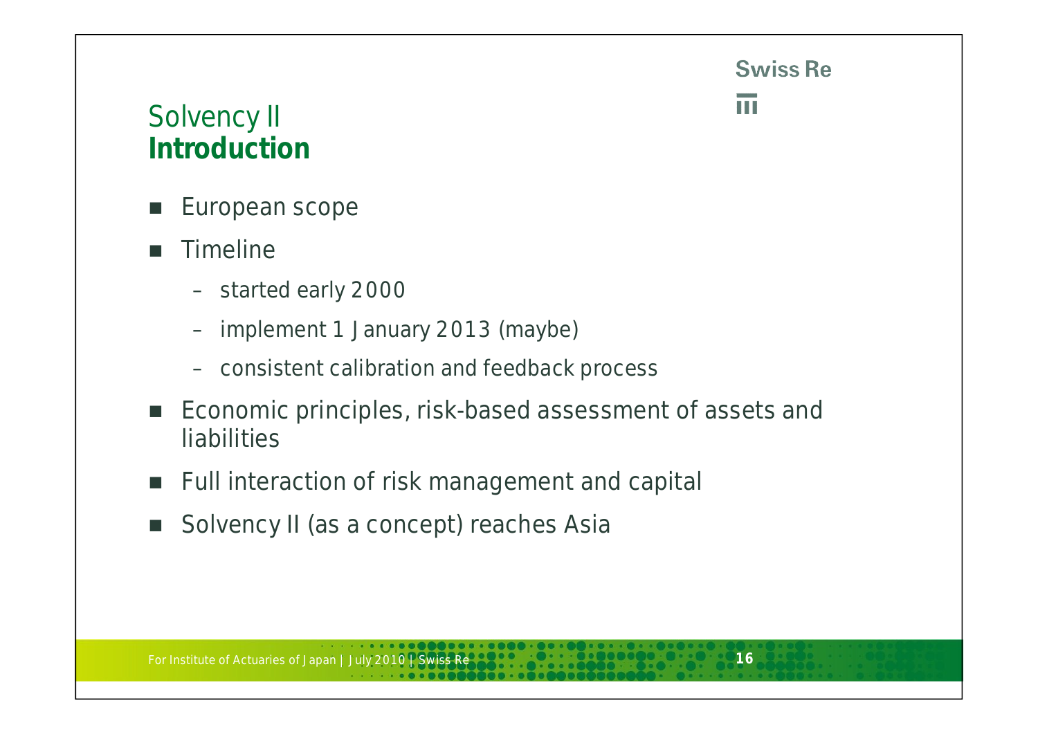# Solvency II
## **Introduction**

- European scope
- Timeline
  - started early 2000
  - implement 1 January 2013 (maybe)
  - consistent calibration and feedback process
- Economic principles, risk-based assessment of assets and liabilities
- Full interaction of risk management and capital
- Solvency II (as a concept) reaches Asia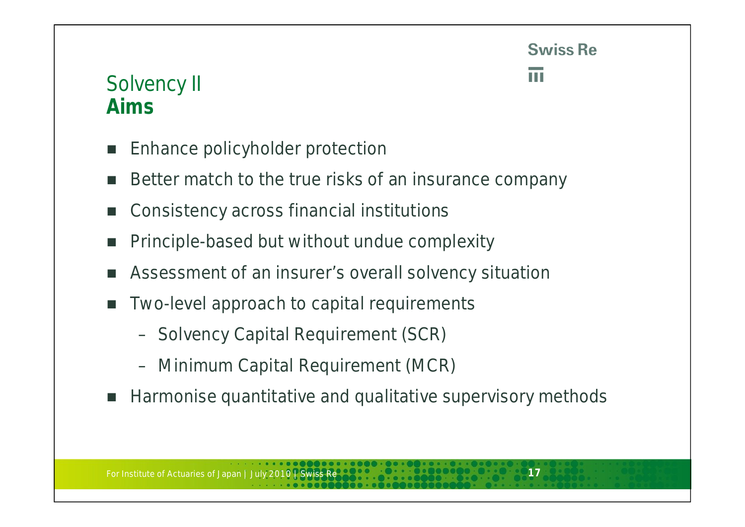## Solvency II
### **Aims**

- Enhance policyholder protection
- Better match to the true risks of an insurance company
- Consistency across financial institutions
- Principle-based but without undue complexity
- Assessment of an insurer's overall solvency situation
- Two-level approach to capital requirements
  - Solvency Capital Requirement (SCR)
  - Minimum Capital Requirement (MCR)
- Harmonise quantitative and qualitative supervisory methods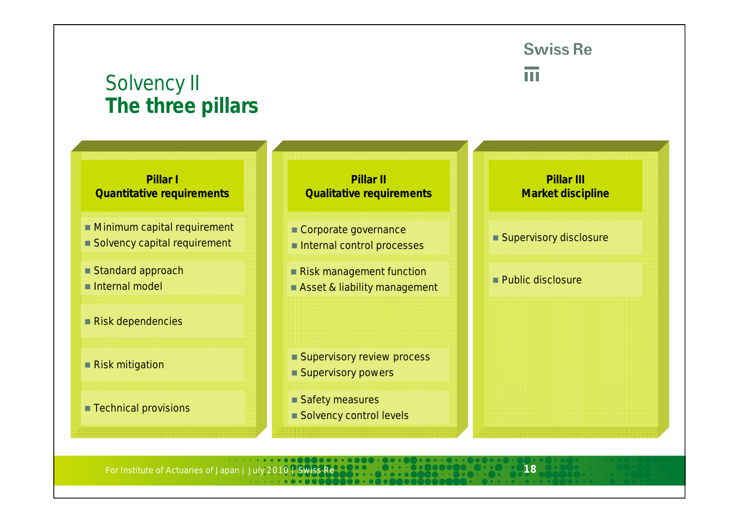# Solvency II
## The three pillars

### Pillar I
**Quantitative requirements**

- Minimum capital requirement
- Solvency capital requirement

- Standard approach
- Internal model

- Risk dependencies

- Risk mitigation

- Technical provisions

### Pillar II
**Qualitative requirements**

- Corporate governance
- Internal control processes

- Risk management function
- Asset & liability management

- Supervisory review process
- Supervisory powers

- Safety measures
- Solvency control levels

### Pillar III
**Market discipline**

- Supervisory disclosure

- Public disclosure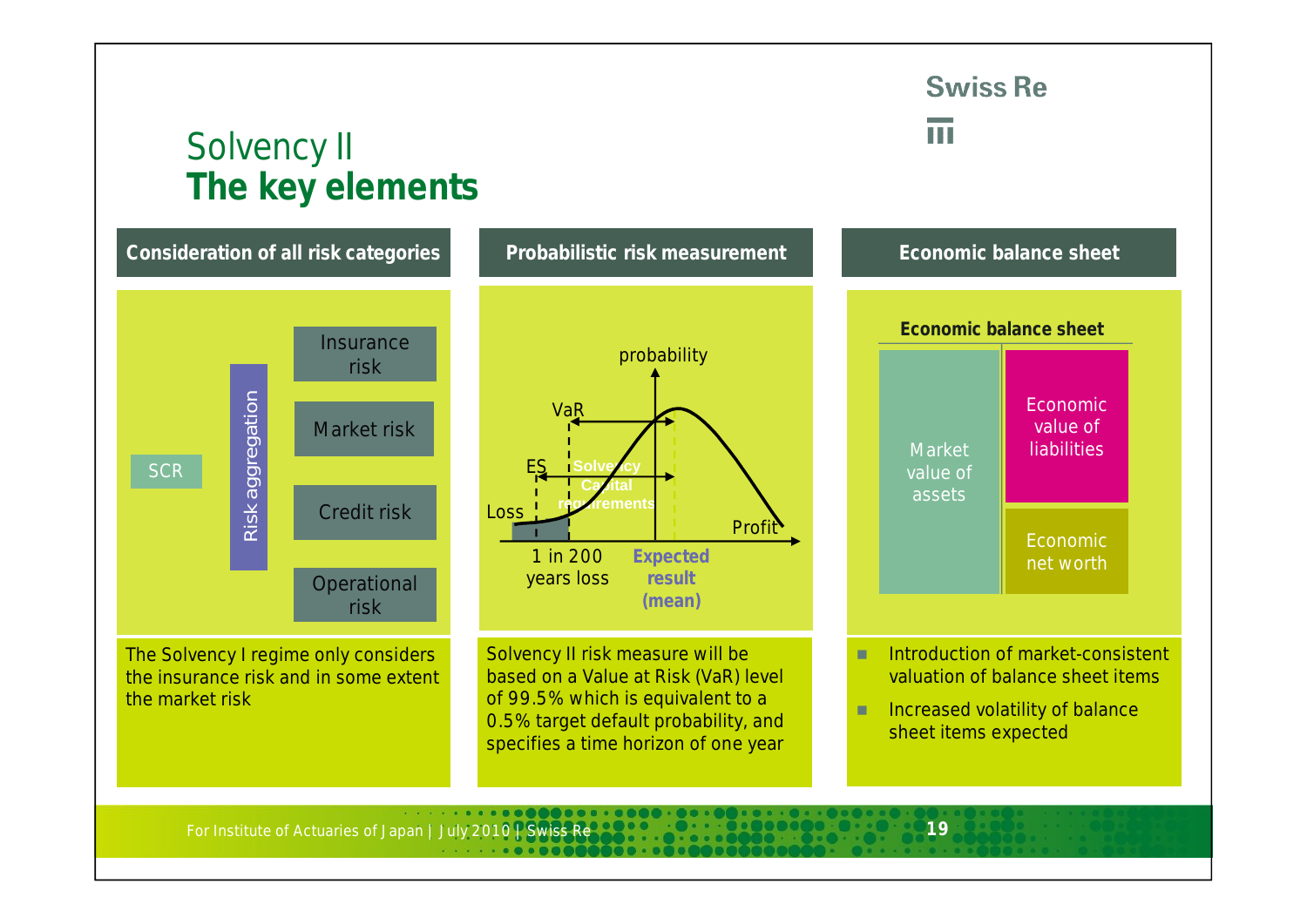# Solvency II
## The key elements

| Consideration of all risk categories | Probabilistic risk measurement | Economic balance sheet |
|---|---|---|
| SCR — Risk aggregation: Insurance risk, Market risk, Credit risk, Operational risk | probability; VaR; ES; Solvency Capital requirements; Loss; Profit; 1 in 200 years loss; **Expected result (mean)** | **Economic balance sheet**: Market value of assets; Economic value of liabilities; Economic net worth |
| The Solvency I regime only considers the insurance risk and in some extent the market risk | Solvency II risk measure will be based on a Value at Risk (VaR) level of 99.5% which is equivalent to a 0.5% target default probability, and specifies a time horizon of one year | ■ Introduction of market-consistent valuation of balance sheet items<br>■ Increased volatility of balance sheet items expected |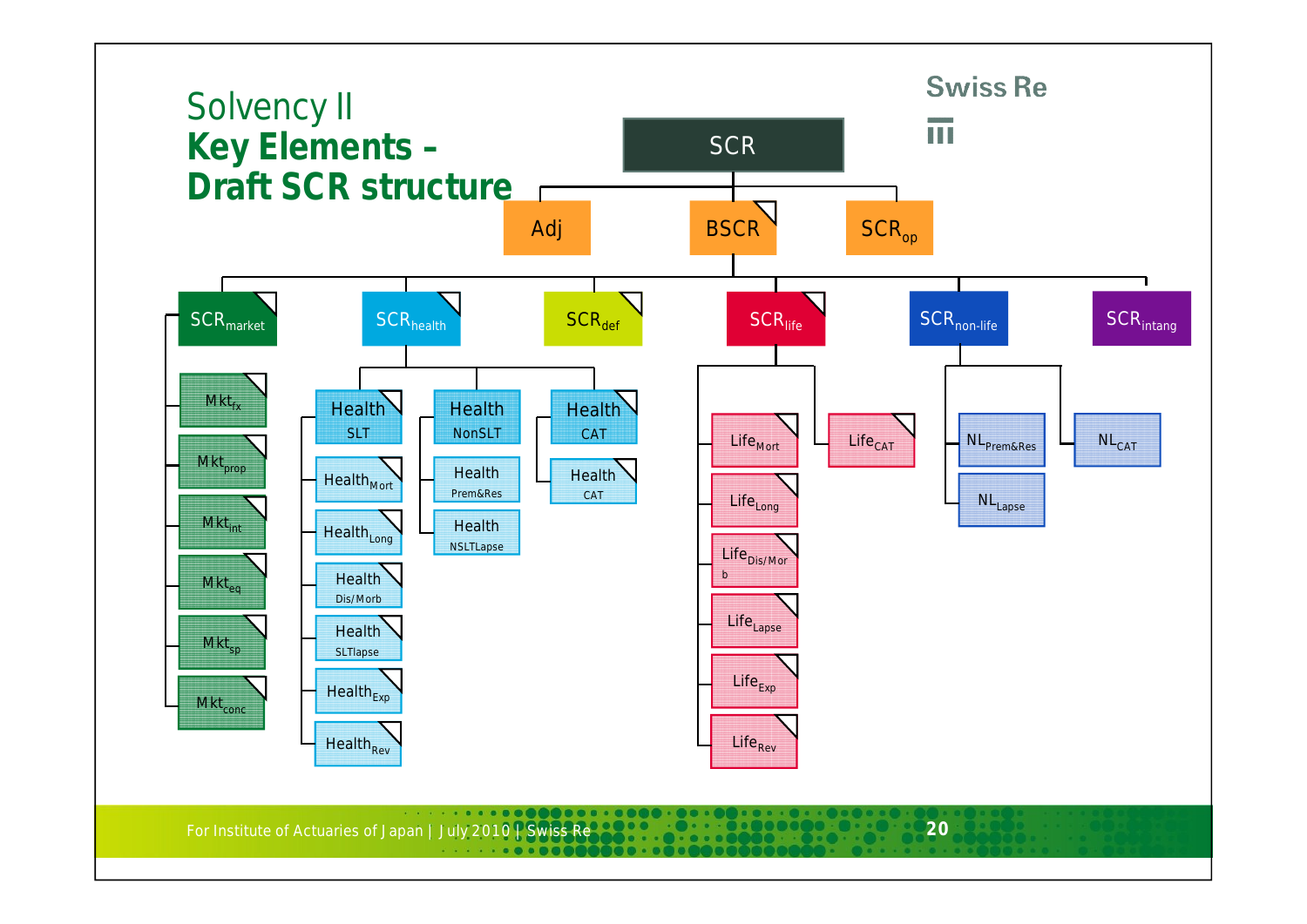# Solvency II

## Key Elements – Draft SCR structure

- SCR
  - Adj
  - BSCR
    - $SCR_{market}$
      - $Mkt_{fx}$
      - $Mkt_{prop}$
      - $Mkt_{int}$
      - $Mkt_{eq}$
      - $Mkt_{sp}$
      - $Mkt_{conc}$
    - $SCR_{health}$
      - Health SLT
        - $Health_{Mort}$
        - $Health_{Long}$
        - Health Dis/Morb
        - Health SLTlapse
        - $Health_{Exp}$
        - $Health_{Rev}$
      - Health NonSLT
        - Health Prem&Res
        - Health NSLTLapse
      - Health CAT
        - Health CAT
    - $SCR_{def}$
    - $SCR_{life}$
      - $Life_{Mort}$
      - $Life_{Long}$
      - $Life_{Dis/Morb}$
      - $Life_{Lapse}$
      - $Life_{Exp}$
      - $Life_{Rev}$
      - $Life_{CAT}$
    - $SCR_{non-life}$
      - $NL_{Prem\&Res}$
      - $NL_{Lapse}$
      - $NL_{CAT}$
    - $SCR_{intang}$
  - $SCR_{op}$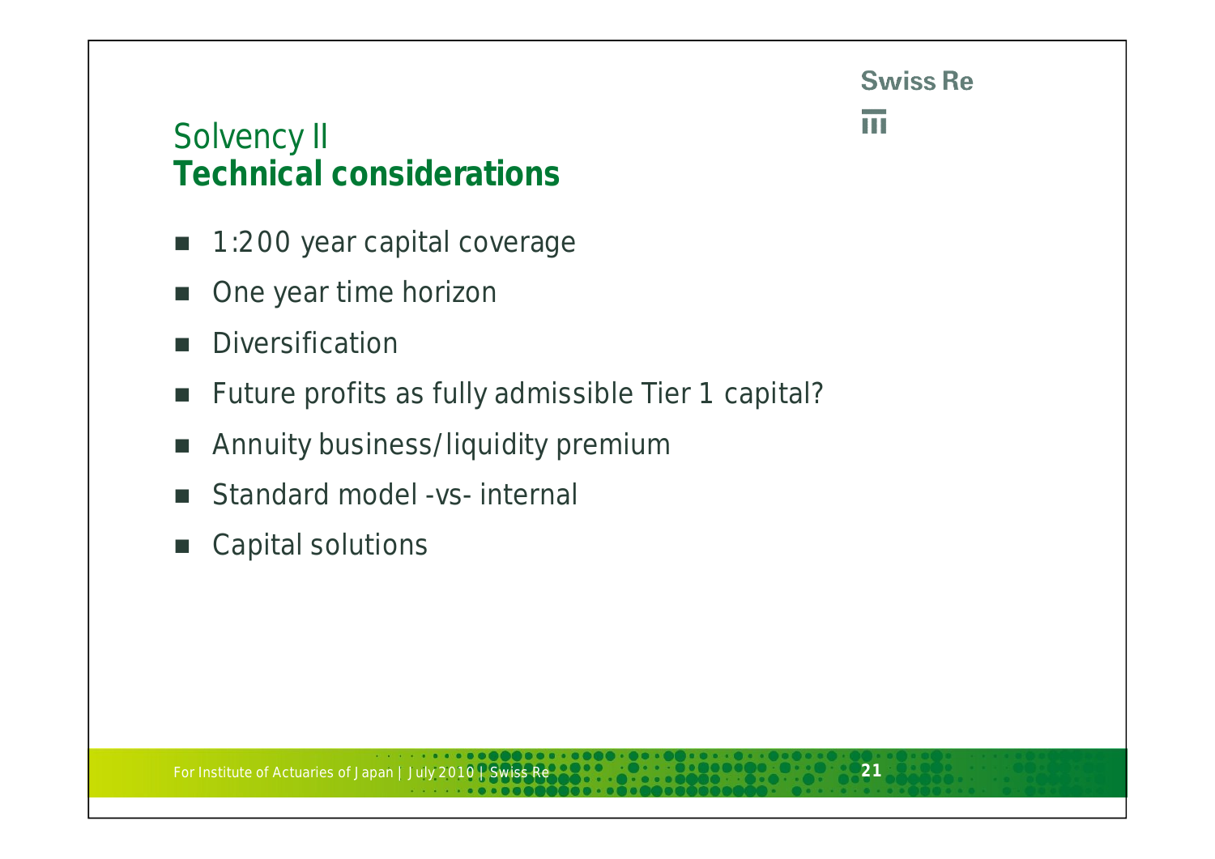# Solvency II
## Technical considerations

- 1:200 year capital coverage
- One year time horizon
- Diversification
- Future profits as fully admissible Tier 1 capital?
- Annuity business/liquidity premium
- Standard model -vs- internal
- Capital solutions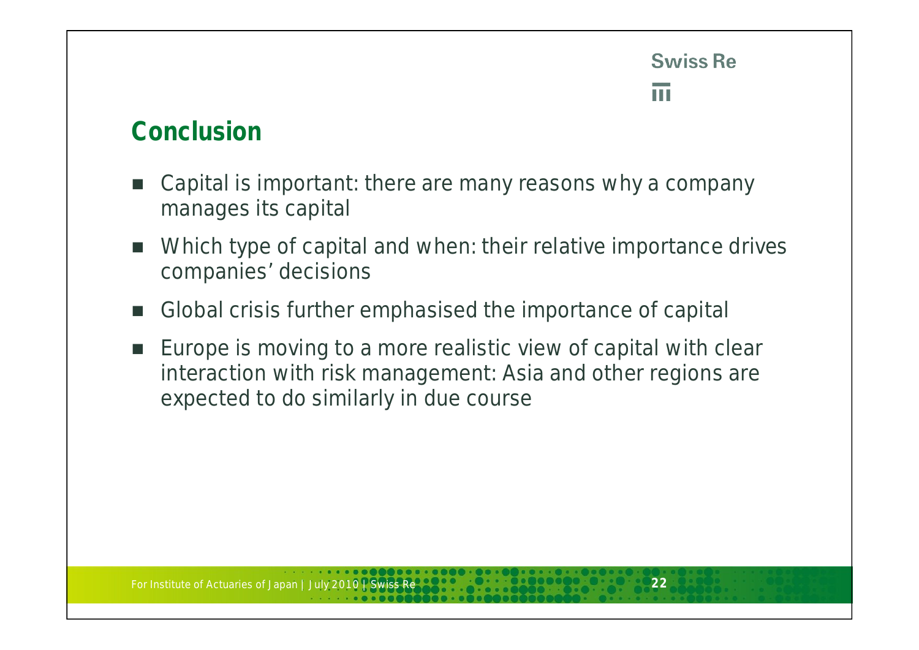## Conclusion

- Capital is important: there are many reasons why a company manages its capital
- Which type of capital and when: their relative importance drives companies' decisions
- Global crisis further emphasised the importance of capital
- Europe is moving to a more realistic view of capital with clear interaction with risk management: Asia and other regions are expected to do similarly in due course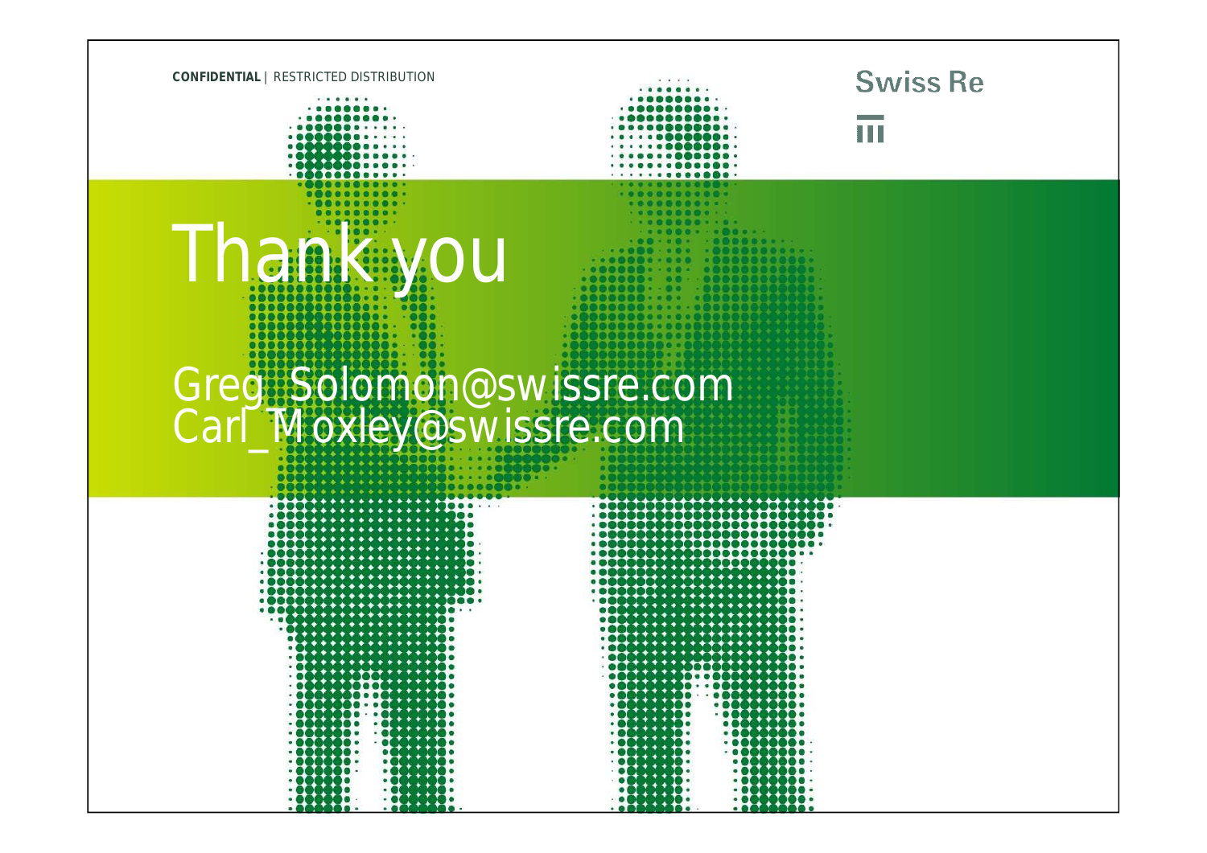CONFIDENTIAL | RESTRICTED DISTRIBUTION

Swiss Re

# Thank you

Greg_Solomon@swissre.com
Carl_Moxley@swissre.com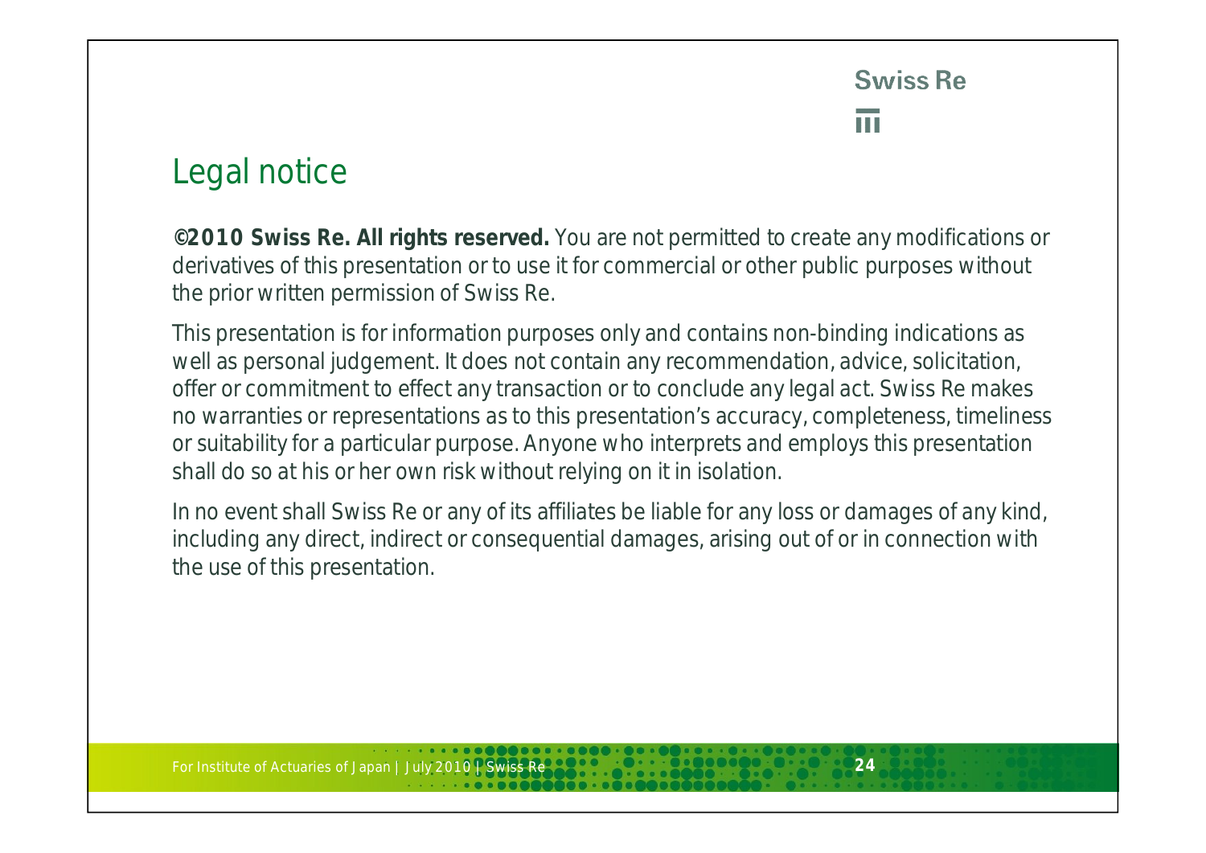# Legal notice

**©2010 Swiss Re. All rights reserved.** You are not permitted to create any modifications or derivatives of this presentation or to use it for commercial or other public purposes without the prior written permission of Swiss Re.

This presentation is for information purposes only and contains non-binding indications as well as personal judgement. It does not contain any recommendation, advice, solicitation, offer or commitment to effect any transaction or to conclude any legal act. Swiss Re makes no warranties or representations as to this presentation's accuracy, completeness, timeliness or suitability for a particular purpose. Anyone who interprets and employs this presentation shall do so at his or her own risk without relying on it in isolation.

In no event shall Swiss Re or any of its affiliates be liable for any loss or damages of any kind, including any direct, indirect or consequential damages, arising out of or in connection with the use of this presentation.